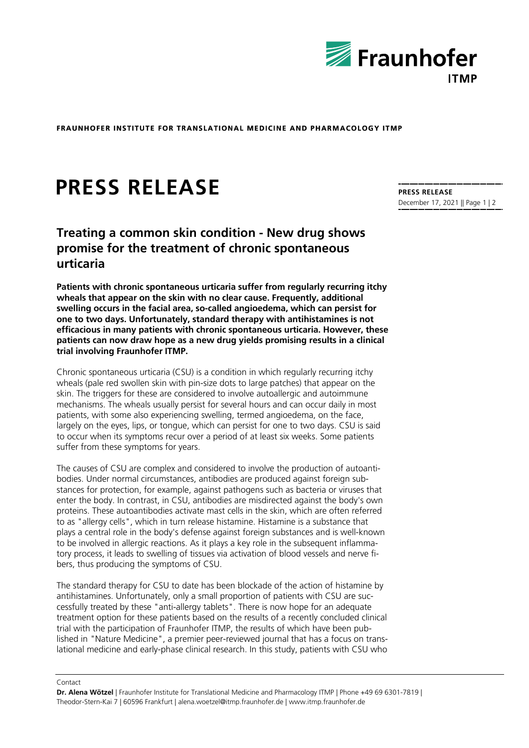**FRAUNHOFER INSTITUTE FOR TRANSLATIONAL MEDICINE AND PHARMACOLOGY ITMP**

# PRESS RELEASE

**PRESS RELEASE**
December 17, 2021

## Treating a common skin condition - New drug shows promise for the treatment of chronic spontaneous urticaria

**Patients with chronic spontaneous urticaria suffer from regularly recurring itchy wheals that appear on the skin with no clear cause. Frequently, additional swelling occurs in the facial area, so-called angioedema, which can persist for one to two days. Unfortunately, standard therapy with antihistamines is not efficacious in many patients with chronic spontaneous urticaria. However, these patients can now draw hope as a new drug yields promising results in a clinical trial involving Fraunhofer ITMP.**

Chronic spontaneous urticaria (CSU) is a condition in which regularly recurring itchy wheals (pale red swollen skin with pin-size dots to large patches) that appear on the skin. The triggers for these are considered to involve autoallergic and autoimmune mechanisms. The wheals usually persist for several hours and can occur daily in most patients, with some also experiencing swelling, termed angioedema, on the face, largely on the eyes, lips, or tongue, which can persist for one to two days. CSU is said to occur when its symptoms recur over a period of at least six weeks. Some patients suffer from these symptoms for years.

The causes of CSU are complex and considered to involve the production of autoantibodies. Under normal circumstances, antibodies are produced against foreign substances for protection, for example, against pathogens such as bacteria or viruses that enter the body. In contrast, in CSU, antibodies are misdirected against the body's own proteins. These autoantibodies activate mast cells in the skin, which are often referred to as "allergy cells", which in turn release histamine. Histamine is a substance that plays a central role in the body's defense against foreign substances and is well-known to be involved in allergic reactions. As it plays a key role in the subsequent inflammatory process, it leads to swelling of tissues via activation of blood vessels and nerve fibers, thus producing the symptoms of CSU.

The standard therapy for CSU to date has been blockade of the action of histamine by antihistamines. Unfortunately, only a small proportion of patients with CSU are successfully treated by these "anti-allergy tablets". There is now hope for an adequate treatment option for these patients based on the results of a recently concluded clinical trial with the participation of Fraunhofer ITMP, the results of which have been published in "Nature Medicine", a premier peer-reviewed journal that has a focus on translational medicine and early-phase clinical research. In this study, patients with CSU who

Contact

**Dr. Alena Wötzel** | Fraunhofer Institute for Translational Medicine and Pharmacology ITMP | Phone +49 69 6301-7819 | Theodor-Stern-Kai 7 | 60596 Frankfurt | alena.woetzel@itmp.fraunhofer.de | www.itmp.fraunhofer.de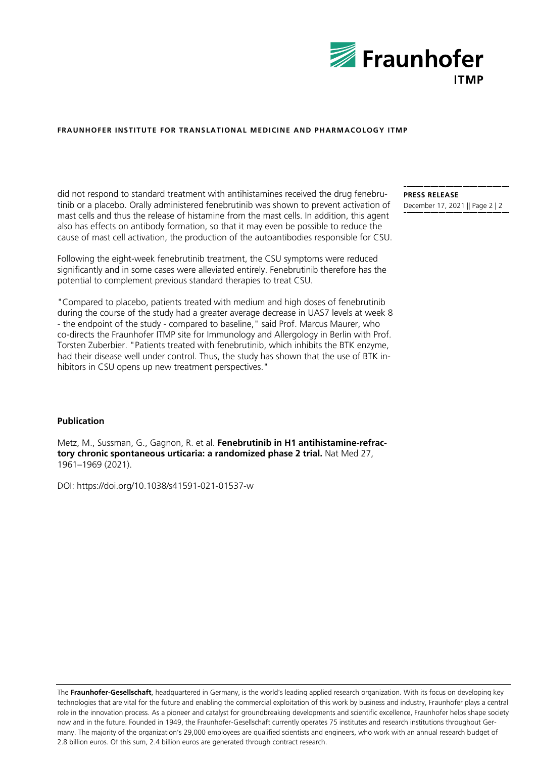did not respond to standard treatment with antihistamines received the drug fenebrutinib or a placebo. Orally administered fenebrutinib was shown to prevent activation of mast cells and thus the release of histamine from the mast cells. In addition, this agent also has effects on antibody formation, so that it may even be possible to reduce the cause of mast cell activation, the production of the autoantibodies responsible for CSU.

Following the eight-week fenebrutinib treatment, the CSU symptoms were reduced significantly and in some cases were alleviated entirely. Fenebrutinib therefore has the potential to complement previous standard therapies to treat CSU.

"Compared to placebo, patients treated with medium and high doses of fenebrutinib during the course of the study had a greater average decrease in UAS7 levels at week 8 - the endpoint of the study - compared to baseline," said Prof. Marcus Maurer, who co-directs the Fraunhofer ITMP site for Immunology and Allergology in Berlin with Prof. Torsten Zuberbier. "Patients treated with fenebrutinib, which inhibits the BTK enzyme, had their disease well under control. Thus, the study has shown that the use of BTK inhibitors in CSU opens up new treatment perspectives."

**Publication**

Metz, M., Sussman, G., Gagnon, R. et al. **Fenebrutinib in H1 antihistamine-refractory chronic spontaneous urticaria: a randomized phase 2 trial.** Nat Med 27, 1961–1969 (2021).

DOI: https://doi.org/10.1038/s41591-021-01537-w

The **Fraunhofer-Gesellschaft**, headquartered in Germany, is the world's leading applied research organization. With its focus on developing key technologies that are vital for the future and enabling the commercial exploitation of this work by business and industry, Fraunhofer plays a central role in the innovation process. As a pioneer and catalyst for groundbreaking developments and scientific excellence, Fraunhofer helps shape society now and in the future. Founded in 1949, the Fraunhofer-Gesellschaft currently operates 75 institutes and research institutions throughout Germany. The majority of the organization's 29,000 employees are qualified scientists and engineers, who work with an annual research budget of 2.8 billion euros. Of this sum, 2.4 billion euros are generated through contract research.